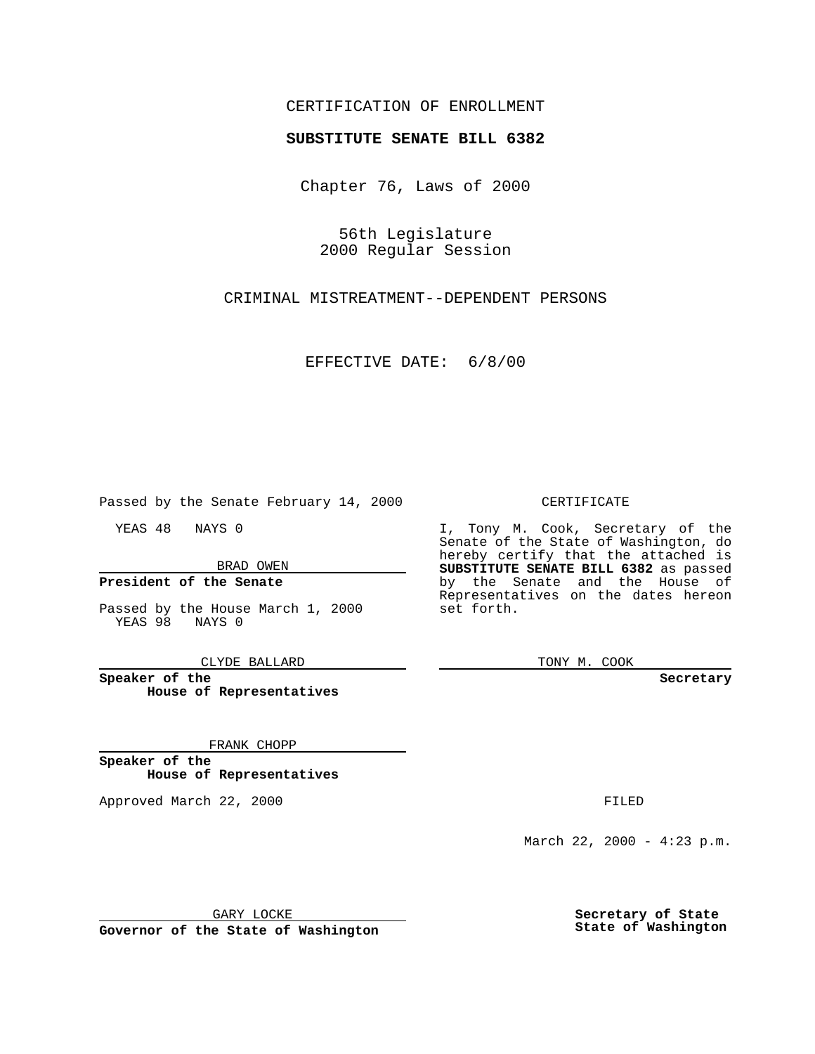CERTIFICATION OF ENROLLMENT

**SUBSTITUTE SENATE BILL 6382**

Chapter 76, Laws of 2000

56th Legislature
2000 Regular Session

CRIMINAL MISTREATMENT--DEPENDENT PERSONS

EFFECTIVE DATE: 6/8/00

Passed by the Senate February 14, 2000

YEAS 48 NAYS 0

BRAD OWEN

**President of the Senate**

Passed by the House March 1, 2000
YEAS 98 NAYS 0

CLYDE BALLARD

**Speaker of the House of Representatives**

FRANK CHOPP

**Speaker of the House of Representatives**

Approved March 22, 2000

GARY LOCKE

**Governor of the State of Washington**

CERTIFICATE

I, Tony M. Cook, Secretary of the Senate of the State of Washington, do hereby certify that the attached is **SUBSTITUTE SENATE BILL 6382** as passed by the Senate and the House of Representatives on the dates hereon set forth.

TONY M. COOK

**Secretary**

FILED

March 22, 2000 - 4:23 p.m.

**Secretary of State**
**State of Washington**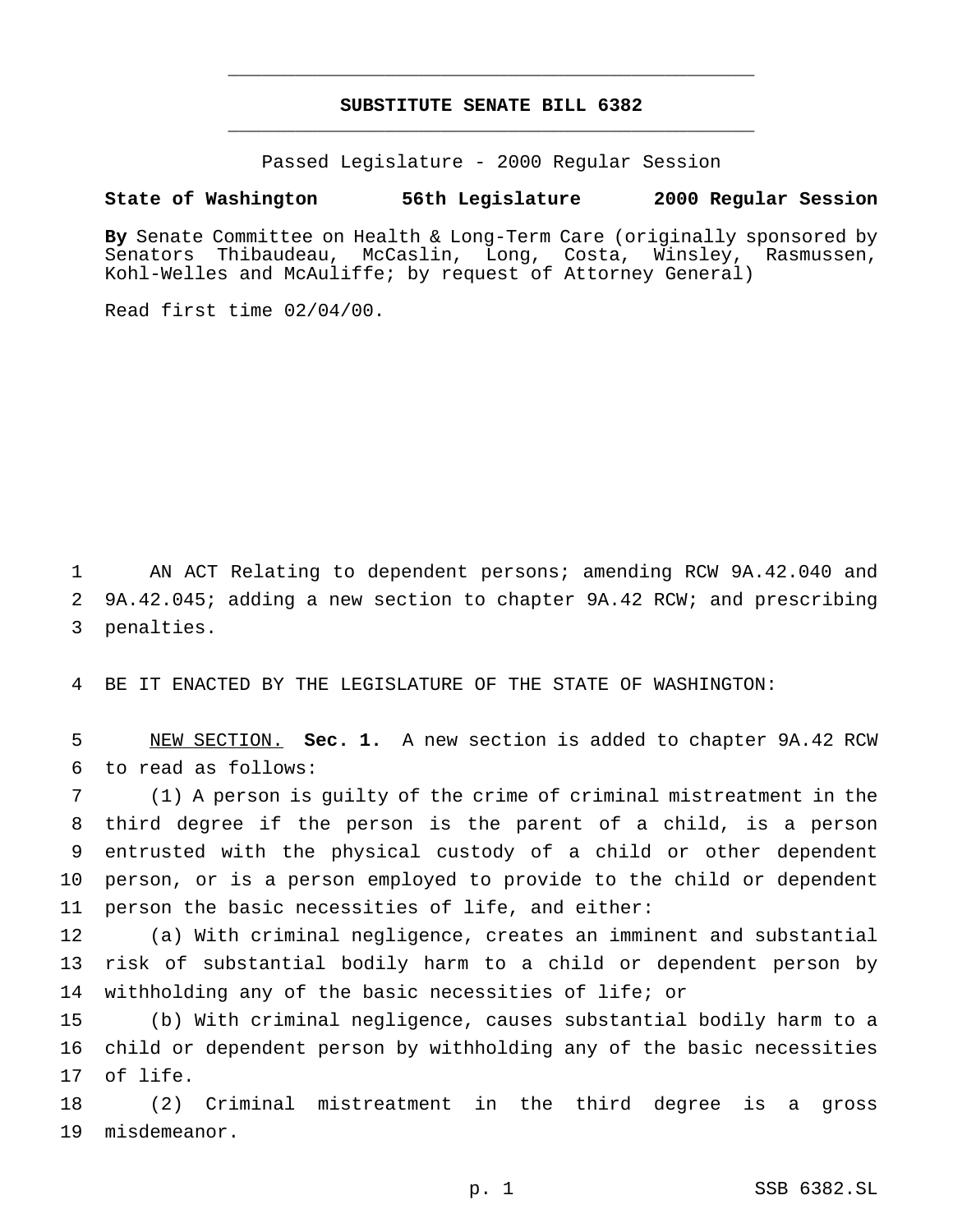# SUBSTITUTE SENATE BILL 6382

Passed Legislature - 2000 Regular Session

**State of Washington 56th Legislature 2000 Regular Session**

**By** Senate Committee on Health & Long-Term Care (originally sponsored by Senators Thibaudeau, McCaslin, Long, Costa, Winsley, Rasmussen, Kohl-Welles and McAuliffe; by request of Attorney General)

Read first time 02/04/00.

1 AN ACT Relating to dependent persons; amending RCW 9A.42.040 and
2 9A.42.045; adding a new section to chapter 9A.42 RCW; and prescribing
3 penalties.

4 BE IT ENACTED BY THE LEGISLATURE OF THE STATE OF WASHINGTON:

5 NEW SECTION. **Sec. 1.** A new section is added to chapter 9A.42 RCW
6 to read as follows:

7 (1) A person is guilty of the crime of criminal mistreatment in the
8 third degree if the person is the parent of a child, is a person
9 entrusted with the physical custody of a child or other dependent
10 person, or is a person employed to provide to the child or dependent
11 person the basic necessities of life, and either:

12 (a) With criminal negligence, creates an imminent and substantial
13 risk of substantial bodily harm to a child or dependent person by
14 withholding any of the basic necessities of life; or

15 (b) With criminal negligence, causes substantial bodily harm to a
16 child or dependent person by withholding any of the basic necessities
17 of life.

18 (2) Criminal mistreatment in the third degree is a gross
19 misdemeanor.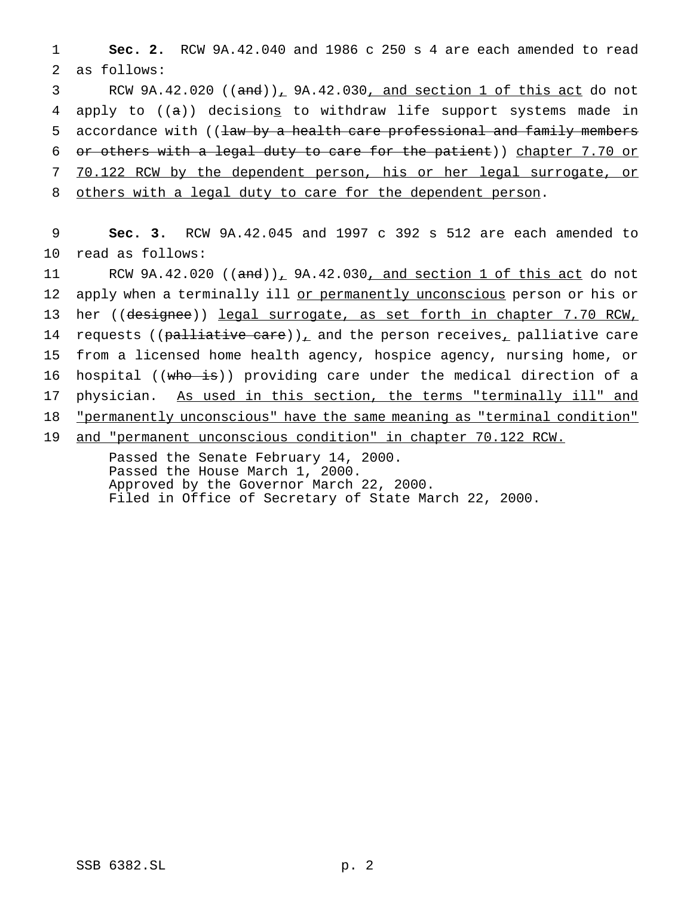**Sec. 2.** RCW 9A.42.040 and 1986 c 250 s 4 are each amended to read as follows:

RCW 9A.42.020 ((~~and~~)), 9A.42.030, and section 1 of this act do not apply to ((~~a~~)) decisions to withdraw life support systems made in accordance with ((~~law by a health care professional and family members or others with a legal duty to care for the patient~~)) chapter 7.70 or 70.122 RCW by the dependent person, his or her legal surrogate, or others with a legal duty to care for the dependent person.

**Sec. 3.** RCW 9A.42.045 and 1997 c 392 s 512 are each amended to read as follows:

RCW 9A.42.020 ((~~and~~)), 9A.42.030, and section 1 of this act do not apply when a terminally ill or permanently unconscious person or his or her ((~~designee~~)) legal surrogate, as set forth in chapter 7.70 RCW, requests ((~~palliative care~~)), and the person receives, palliative care from a licensed home health agency, hospice agency, nursing home, or hospital ((~~who is~~)) providing care under the medical direction of a physician. As used in this section, the terms "terminally ill" and "permanently unconscious" have the same meaning as "terminal condition" and "permanent unconscious condition" in chapter 70.122 RCW.

Passed the Senate February 14, 2000.
Passed the House March 1, 2000.
Approved by the Governor March 22, 2000.
Filed in Office of Secretary of State March 22, 2000.